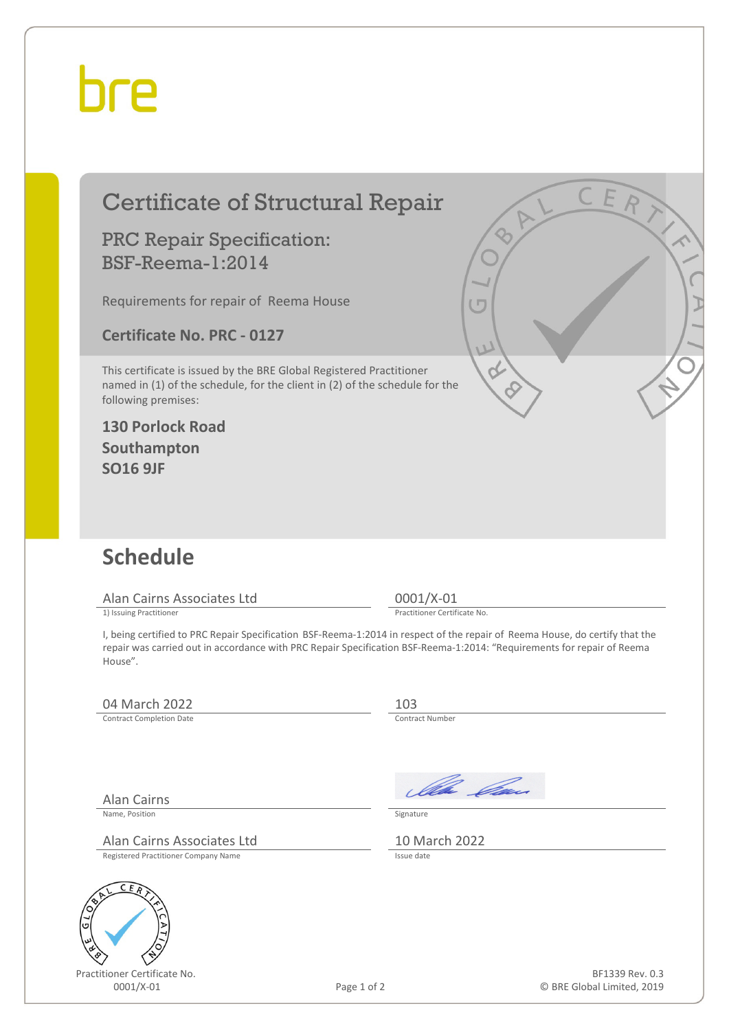bre

# Certificate of Structural Repair

## PRC Repair Specification: BSF-Reema-1:2014

Requirements for repair of Reema House

**Certificate No. PRC - 0127**

This certificate is issued by the BRE Global Registered Practitioner named in (1) of the schedule, for the client in (2) of the schedule for the following premises:

**130 Porlock Road**
**Southampton**
**SO16 9JF**

## Schedule

| | |
|---|---|
| Alan Cairns Associates Ltd | 0001/X-01 |
| 1) Issuing Practitioner | Practitioner Certificate No. |

I, being certified to PRC Repair Specification BSF-Reema-1:2014 in respect of the repair of Reema House, do certify that the repair was carried out in accordance with PRC Repair Specification BSF-Reema-1:2014: "Requirements for repair of Reema House".

| | |
|---|---|
| 04 March 2022 | 103 |
| Contract Completion Date | Contract Number |
| Alan Cairns | |
| Name, Position | Signature |
| Alan Cairns Associates Ltd | 10 March 2022 |
| Registered Practitioner Company Name | Issue date |

Practitioner Certificate No.
0001/X-01

BF1339 Rev. 0.3
© BRE Global Limited, 2019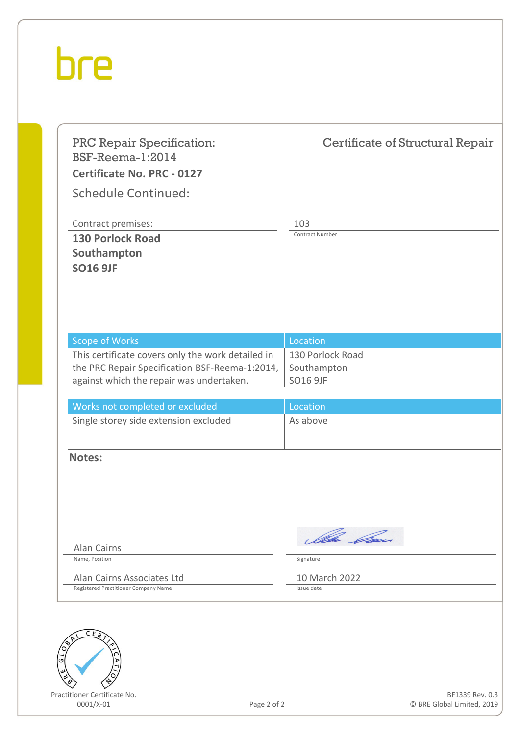bre

PRC Repair Specification:
BSF-Reema-1:2014

Certificate of Structural Repair

**Certificate No. PRC - 0127**

## Schedule Continued:

Contract premises:

**130 Porlock Road**
**Southampton**
**SO16 9JF**

103
Contract Number

| Scope of Works | Location |
|---|---|
| This certificate covers only the work detailed in the PRC Repair Specification BSF-Reema-1:2014, against which the repair was undertaken. | 130 Porlock Road Southampton SO16 9JF |

| Works not completed or excluded | Location |
|---|---|
| Single storey side extension excluded | As above |
| | |

**Notes:**

Alan Cairns
Name, Position

Signature

Alan Cairns Associates Ltd
Registered Practitioner Company Name

10 March 2022
Issue date

BRE GLOBAL CERTIFICATION

Practitioner Certificate No.
0001/X-01

BF1339 Rev. 0.3
© BRE Global Limited, 2019